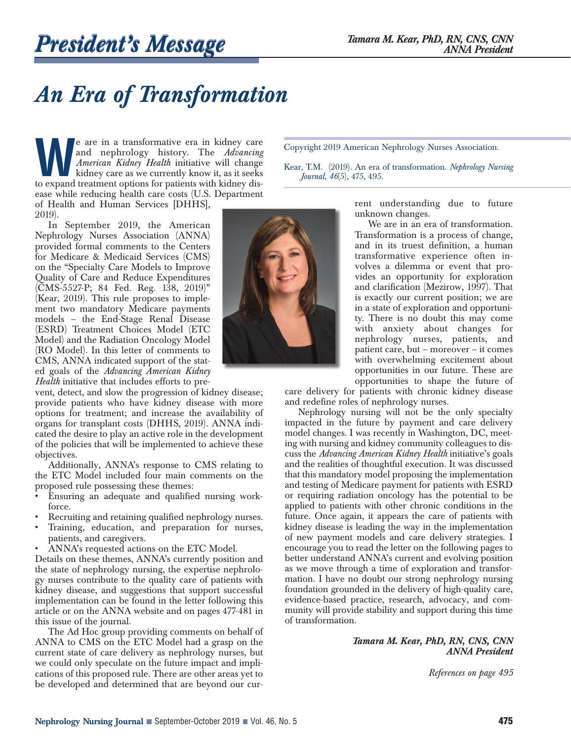# President's Message

Tamara M. Kear, PhD, RN, CNS, CNN
ANNA President

# An Era of Transformation

Copyright 2019 American Nephrology Nurses Association.

Kear, T.M. (2019). An era of transformation. *Nephrology Nursing Journal, 46*(5), 475, 495.

We are in a transformative era in kidney care and nephrology history. The *Advancing American Kidney Health* initiative will change kidney care as we currently know it, as it seeks to expand treatment options for patients with kidney disease while reducing health care costs (U.S. Department of Health and Human Services [DHHS], 2019).

In September 2019, the American Nephrology Nurses Association (ANNA) provided formal comments to the Centers for Medicare & Medicaid Services (CMS) on the "Specialty Care Models to Improve Quality of Care and Reduce Expenditures (CMS-5527-P; 84 Fed. Reg. 138, 2019)" (Kear, 2019). This rule proposes to implement two mandatory Medicare payments models – the End-Stage Renal Disease (ESRD) Treatment Choices Model (ETC Model) and the Radiation Oncology Model (RO Model). In this letter of comments to CMS, ANNA indicated support of the stated goals of the *Advancing American Kidney Health* initiative that includes efforts to prevent, detect, and slow the progression of kidney disease; provide patients who have kidney disease with more options for treatment; and increase the availability of organs for transplant costs (DHHS, 2019). ANNA indicated the desire to play an active role in the development of the policies that will be implemented to achieve these objectives.

Additionally, ANNA's response to CMS relating to the ETC Model included four main comments on the proposed rule possessing these themes:

- Ensuring an adequate and qualified nursing workforce.
- Recruiting and retaining qualified nephrology nurses.
- Training, education, and preparation for nurses, patients, and caregivers.
- ANNA's requested actions on the ETC Model.

Details on these themes, ANNA's currently position and the state of nephrology nursing, the expertise nephrology nurses contribute to the quality care of patients with kidney disease, and suggestions that support successful implementation can be found in the letter following this article or on the ANNA website and on pages 477-481 in this issue of the journal.

The Ad Hoc group providing comments on behalf of ANNA to CMS on the ETC Model had a grasp on the current state of care delivery as nephrology nurses, but we could only speculate on the future impact and implications of this proposed rule. There are other areas yet to be developed and determined that are beyond our current understanding due to future unknown changes.

We are in an era of transformation. Transformation is a process of change, and in its truest definition, a human transformative experience often involves a dilemma or event that provides an opportunity for exploration and clarification (Mezirow, 1997). That is exactly our current position; we are in a state of exploration and opportunity. There is no doubt this may come with anxiety about changes for nephrology nurses, patients, and patient care, but – moreover – it comes with overwhelming excitement about opportunities in our future. These are opportunities to shape the future of care delivery for patients with chronic kidney disease and redefine roles of nephrology nurses.

Nephrology nursing will not be the only specialty impacted in the future by payment and care delivery model changes. I was recently in Washington, DC, meeting with nursing and kidney community colleagues to discuss the *Advancing American Kidney Health* initiative's goals and the realities of thoughtful execution. It was discussed that this mandatory model proposing the implementation and testing of Medicare payment for patients with ESRD or requiring radiation oncology has the potential to be applied to patients with other chronic conditions in the future. Once again, it appears the care of patients with kidney disease is leading the way in the implementation of new payment models and care delivery strategies. I encourage you to read the letter on the following pages to better understand ANNA's current and evolving position as we move through a time of exploration and transformation. I have no doubt our strong nephrology nursing foundation grounded in the delivery of high-quality care, evidence-based practice, research, advocacy, and community will provide stability and support during this time of transformation.

*Tamara M. Kear, PhD, RN, CNS, CNN*
*ANNA President*

*References on page 495*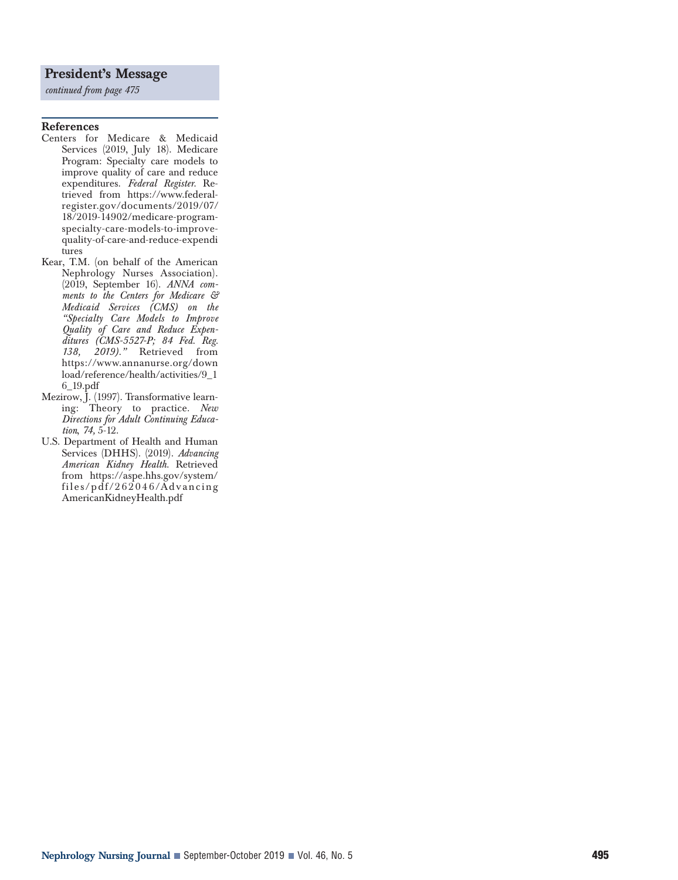## President's Message

*continued from page 475*

### References

Centers for Medicare & Medicaid Services (2019, July 18). Medicare Program: Specialty care models to improve quality of care and reduce expenditures. *Federal Register*. Retrieved from https://www.federalregister.gov/documents/2019/07/18/2019-14902/medicare-program-specialty-care-models-to-improve-quality-of-care-and-reduce-expenditures

Kear, T.M. (on behalf of the American Nephrology Nurses Association). (2019, September 16). *ANNA comments to the Centers for Medicare & Medicaid Services (CMS) on the "Specialty Care Models to Improve Quality of Care and Reduce Expenditures (CMS-5527-P; 84 Fed. Reg. 138, 2019)."* Retrieved from https://www.annanurse.org/download/reference/health/activities/9_16_19.pdf

Mezirow, J. (1997). Transformative learning: Theory to practice. *New Directions for Adult Continuing Education*, *74*, 5-12.

U.S. Department of Health and Human Services (DHHS). (2019). *Advancing American Kidney Health*. Retrieved from https://aspe.hhs.gov/system/files/pdf/262046/AdvancingAmericanKidneyHealth.pdf